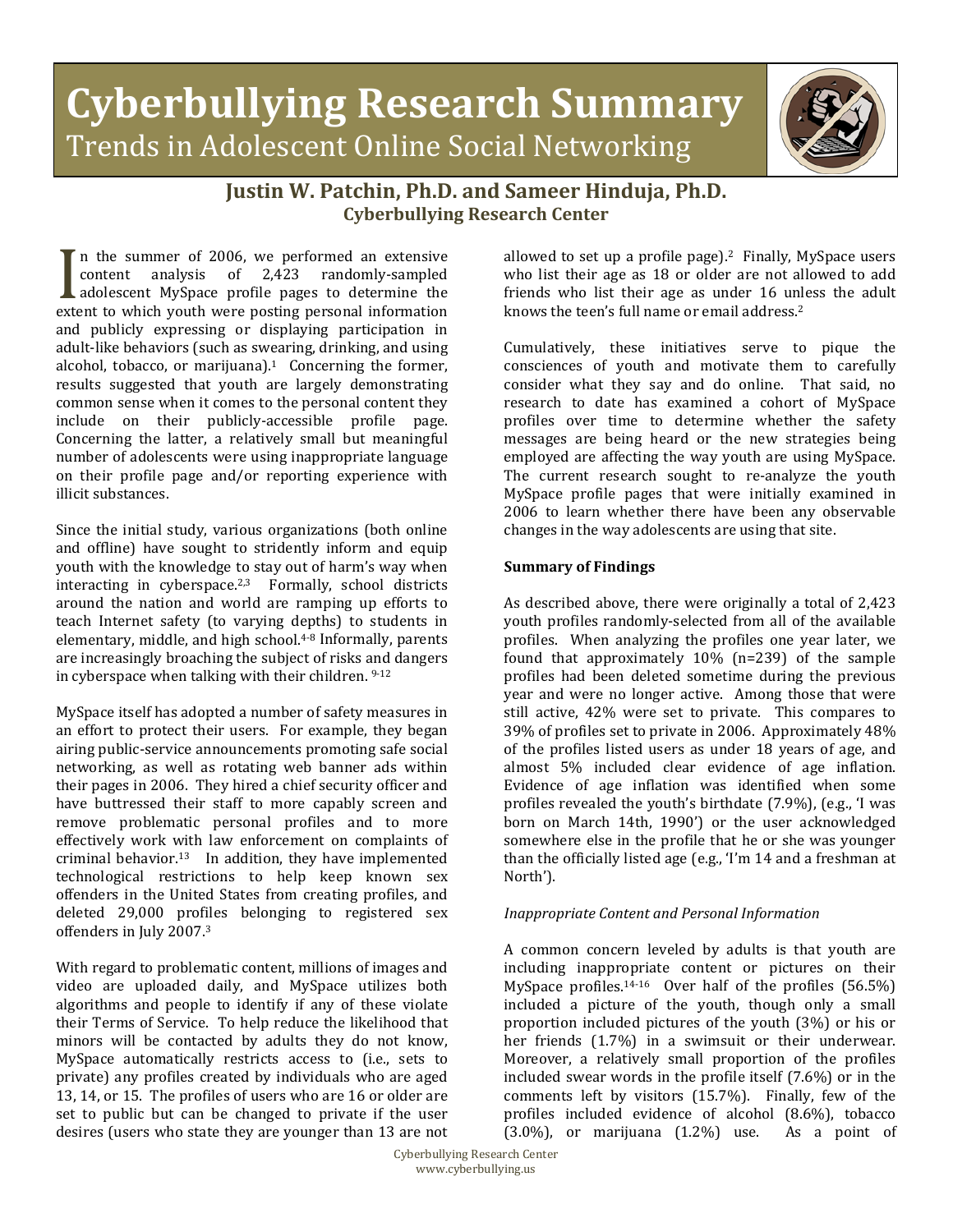# Cyberbullying Research Summary

## Trends in Adolescent Online Social Networking

### Justin W. Patchin, Ph.D. and Sameer Hinduja, Ph.D.

**Cyberbullying Research Center**

In the summer of 2006, we performed an extensive content analysis of 2,423 randomly-sampled adolescent MySpace profile pages to determine the extent to which youth were posting personal information and publicly expressing or displaying participation in adult-like behaviors (such as swearing, drinking, and using alcohol, tobacco, or marijuana).[1] Concerning the former, results suggested that youth are largely demonstrating common sense when it comes to the personal content they include on their publicly-accessible profile page. Concerning the latter, a relatively small but meaningful number of adolescents were using inappropriate language on their profile page and/or reporting experience with illicit substances.

Since the initial study, various organizations (both online and offline) have sought to stridently inform and equip youth with the knowledge to stay out of harm's way when interacting in cyberspace.[2,3] Formally, school districts around the nation and world are ramping up efforts to teach Internet safety (to varying depths) to students in elementary, middle, and high school.[4-8] Informally, parents are increasingly broaching the subject of risks and dangers in cyberspace when talking with their children.[9-12]

MySpace itself has adopted a number of safety measures in an effort to protect their users. For example, they began airing public-service announcements promoting safe social networking, as well as rotating web banner ads within their pages in 2006. They hired a chief security officer and have buttressed their staff to more capably screen and remove problematic personal profiles and to more effectively work with law enforcement on complaints of criminal behavior.[13] In addition, they have implemented technological restrictions to help keep known sex offenders in the United States from creating profiles, and deleted 29,000 profiles belonging to registered sex offenders in July 2007.[3]

With regard to problematic content, millions of images and video are uploaded daily, and MySpace utilizes both algorithms and people to identify if any of these violate their Terms of Service. To help reduce the likelihood that minors will be contacted by adults they do not know, MySpace automatically restricts access to (i.e., sets to private) any profiles created by individuals who are aged 13, 14, or 15. The profiles of users who are 16 or older are set to public but can be changed to private if the user desires (users who state they are younger than 13 are not allowed to set up a profile page).[2] Finally, MySpace users who list their age as 18 or older are not allowed to add friends who list their age as under 16 unless the adult knows the teen's full name or email address.[2]

Cumulatively, these initiatives serve to pique the consciences of youth and motivate them to carefully consider what they say and do online. That said, no research to date has examined a cohort of MySpace profiles over time to determine whether the safety messages are being heard or the new strategies being employed are affecting the way youth are using MySpace. The current research sought to re-analyze the youth MySpace profile pages that were initially examined in 2006 to learn whether there have been any observable changes in the way adolescents are using that site.

**Summary of Findings**

As described above, there were originally a total of 2,423 youth profiles randomly-selected from all of the available profiles. When analyzing the profiles one year later, we found that approximately 10% (n=239) of the sample profiles had been deleted sometime during the previous year and were no longer active. Among those that were still active, 42% were set to private. This compares to 39% of profiles set to private in 2006. Approximately 48% of the profiles listed users as under 18 years of age, and almost 5% included clear evidence of age inflation. Evidence of age inflation was identified when some profiles revealed the youth's birthdate (7.9%), (e.g., 'I was born on March 14th, 1990') or the user acknowledged somewhere else in the profile that he or she was younger than the officially listed age (e.g., 'I'm 14 and a freshman at North').

*Inappropriate Content and Personal Information*

A common concern leveled by adults is that youth are including inappropriate content or pictures on their MySpace profiles.[14-16] Over half of the profiles (56.5%) included a picture of the youth, though only a small proportion included pictures of the youth (3%) or his or her friends (1.7%) in a swimsuit or their underwear. Moreover, a relatively small proportion of the profiles included swear words in the profile itself (7.6%) or in the comments left by visitors (15.7%). Finally, few of the profiles included evidence of alcohol (8.6%), tobacco (3.0%), or marijuana (1.2%) use. As a point of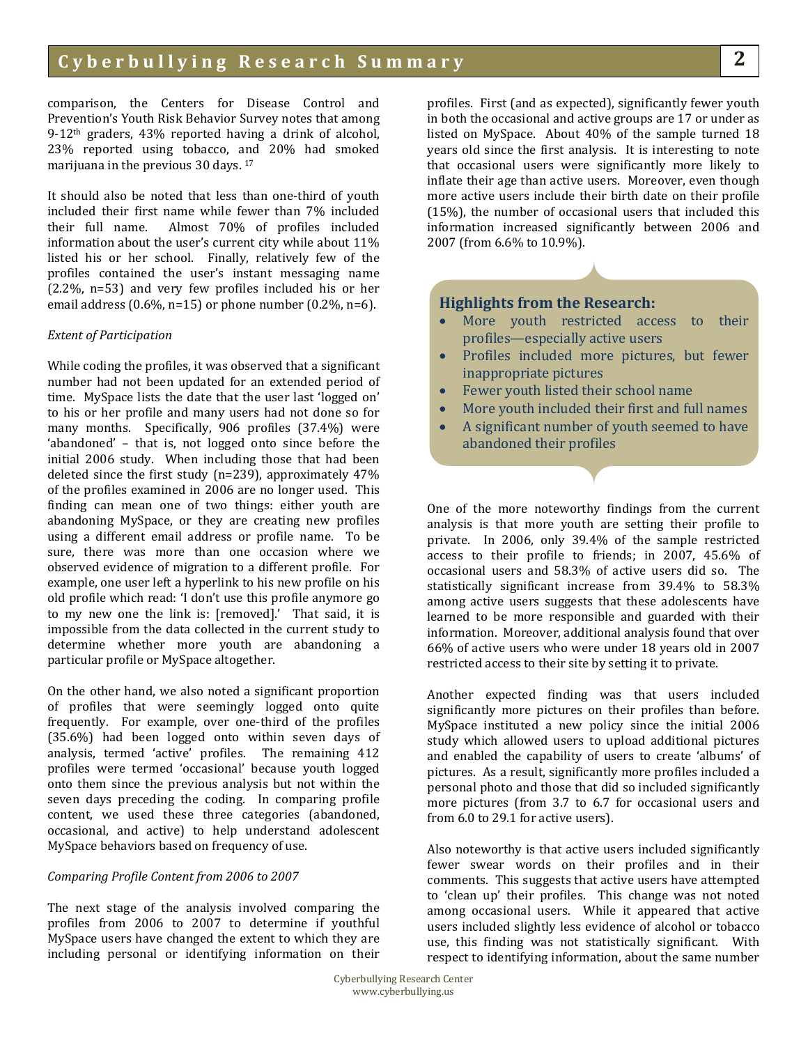comparison, the Centers for Disease Control and Prevention's Youth Risk Behavior Survey notes that among 9-12th graders, 43% reported having a drink of alcohol, 23% reported using tobacco, and 20% had smoked marijuana in the previous 30 days. [17]

It should also be noted that less than one-third of youth included their first name while fewer than 7% included their full name. Almost 70% of profiles included information about the user's current city while about 11% listed his or her school. Finally, relatively few of the profiles contained the user's instant messaging name (2.2%, n=53) and very few profiles included his or her email address (0.6%, n=15) or phone number (0.2%, n=6).

*Extent of Participation*

While coding the profiles, it was observed that a significant number had not been updated for an extended period of time. MySpace lists the date that the user last 'logged on' to his or her profile and many users had not done so for many months. Specifically, 906 profiles (37.4%) were 'abandoned' – that is, not logged onto since before the initial 2006 study. When including those that had been deleted since the first study (n=239), approximately 47% of the profiles examined in 2006 are no longer used. This finding can mean one of two things: either youth are abandoning MySpace, or they are creating new profiles using a different email address or profile name. To be sure, there was more than one occasion where we observed evidence of migration to a different profile. For example, one user left a hyperlink to his new profile on his old profile which read: 'I don't use this profile anymore go to my new one the link is: [removed].' That said, it is impossible from the data collected in the current study to determine whether more youth are abandoning a particular profile or MySpace altogether.

On the other hand, we also noted a significant proportion of profiles that were seemingly logged onto quite frequently. For example, over one-third of the profiles (35.6%) had been logged onto within seven days of analysis, termed 'active' profiles. The remaining 412 profiles were termed 'occasional' because youth logged onto them since the previous analysis but not within the seven days preceding the coding. In comparing profile content, we used these three categories (abandoned, occasional, and active) to help understand adolescent MySpace behaviors based on frequency of use.

*Comparing Profile Content from 2006 to 2007*

The next stage of the analysis involved comparing the profiles from 2006 to 2007 to determine if youthful MySpace users have changed the extent to which they are including personal or identifying information on their profiles. First (and as expected), significantly fewer youth in both the occasional and active groups are 17 or under as listed on MySpace. About 40% of the sample turned 18 years old since the first analysis. It is interesting to note that occasional users were significantly more likely to inflate their age than active users. Moreover, even though more active users include their birth date on their profile (15%), the number of occasional users that included this information increased significantly between 2006 and 2007 (from 6.6% to 10.9%).

**Highlights from the Research:**

- More youth restricted access to their profiles—especially active users
- Profiles included more pictures, but fewer inappropriate pictures
- Fewer youth listed their school name
- More youth included their first and full names
- A significant number of youth seemed to have abandoned their profiles

One of the more noteworthy findings from the current analysis is that more youth are setting their profile to private. In 2006, only 39.4% of the sample restricted access to their profile to friends; in 2007, 45.6% of occasional users and 58.3% of active users did so. The statistically significant increase from 39.4% to 58.3% among active users suggests that these adolescents have learned to be more responsible and guarded with their information. Moreover, additional analysis found that over 66% of active users who were under 18 years old in 2007 restricted access to their site by setting it to private.

Another expected finding was that users included significantly more pictures on their profiles than before. MySpace instituted a new policy since the initial 2006 study which allowed users to upload additional pictures and enabled the capability of users to create 'albums' of pictures. As a result, significantly more profiles included a personal photo and those that did so included significantly more pictures (from 3.7 to 6.7 for occasional users and from 6.0 to 29.1 for active users).

Also noteworthy is that active users included significantly fewer swear words on their profiles and in their comments. This suggests that active users have attempted to 'clean up' their profiles. This change was not noted among occasional users. While it appeared that active users included slightly less evidence of alcohol or tobacco use, this finding was not statistically significant. With respect to identifying information, about the same number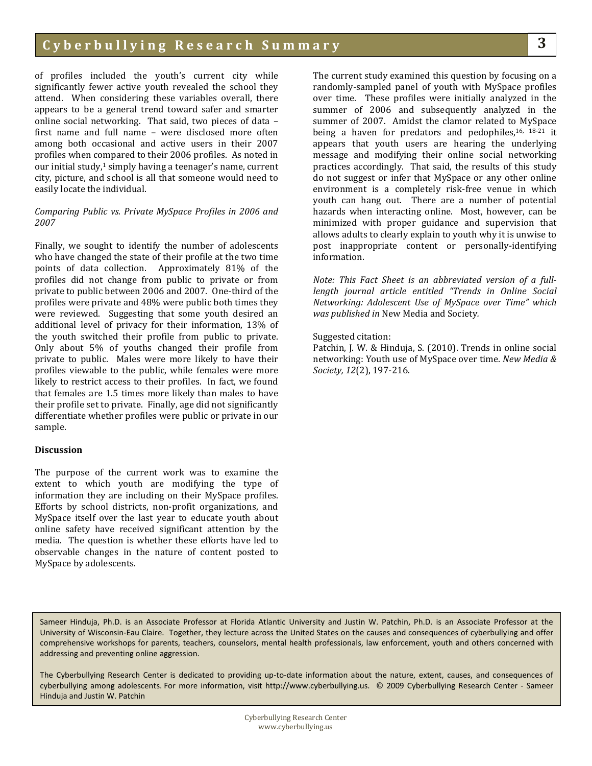of profiles included the youth's current city while significantly fewer active youth revealed the school they attend. When considering these variables overall, there appears to be a general trend toward safer and smarter online social networking. That said, two pieces of data – first name and full name – were disclosed more often among both occasional and active users in their 2007 profiles when compared to their 2006 profiles. As noted in our initial study,[1] simply having a teenager's name, current city, picture, and school is all that someone would need to easily locate the individual.

*Comparing Public vs. Private MySpace Profiles in 2006 and 2007*

Finally, we sought to identify the number of adolescents who have changed the state of their profile at the two time points of data collection. Approximately 81% of the profiles did not change from public to private or from private to public between 2006 and 2007. One-third of the profiles were private and 48% were public both times they were reviewed. Suggesting that some youth desired an additional level of privacy for their information, 13% of the youth switched their profile from public to private. Only about 5% of youths changed their profile from private to public. Males were more likely to have their profiles viewable to the public, while females were more likely to restrict access to their profiles. In fact, we found that females are 1.5 times more likely than males to have their profile set to private. Finally, age did not significantly differentiate whether profiles were public or private in our sample.

**Discussion**

The purpose of the current work was to examine the extent to which youth are modifying the type of information they are including on their MySpace profiles. Efforts by school districts, non-profit organizations, and MySpace itself over the last year to educate youth about online safety have received significant attention by the media. The question is whether these efforts have led to observable changes in the nature of content posted to MySpace by adolescents.

The current study examined this question by focusing on a randomly-sampled panel of youth with MySpace profiles over time. These profiles were initially analyzed in the summer of 2006 and subsequently analyzed in the summer of 2007. Amidst the clamor related to MySpace being a haven for predators and pedophiles,[16, 18-21] it appears that youth users are hearing the underlying message and modifying their online social networking practices accordingly. That said, the results of this study do not suggest or infer that MySpace or any other online environment is a completely risk-free venue in which youth can hang out. There are a number of potential hazards when interacting online. Most, however, can be minimized with proper guidance and supervision that allows adults to clearly explain to youth why it is unwise to post inappropriate content or personally-identifying information.

*Note: This Fact Sheet is an abbreviated version of a full-length journal article entitled "Trends in Online Social Networking: Adolescent Use of MySpace over Time" which was published in* New Media and Society*.*

Suggested citation:
Patchin, J. W. & Hinduja, S. (2010). Trends in online social networking: Youth use of MySpace over time. *New Media & Society, 12*(2), 197-216.

Sameer Hinduja, Ph.D. is an Associate Professor at Florida Atlantic University and Justin W. Patchin, Ph.D. is an Associate Professor at the University of Wisconsin-Eau Claire. Together, they lecture across the United States on the causes and consequences of cyberbullying and offer comprehensive workshops for parents, teachers, counselors, mental health professionals, law enforcement, youth and others concerned with addressing and preventing online aggression.

The Cyberbullying Research Center is dedicated to providing up-to-date information about the nature, extent, causes, and consequences of cyberbullying among adolescents. For more information, visit http://www.cyberbullying.us. © 2009 Cyberbullying Research Center - Sameer Hinduja and Justin W. Patchin